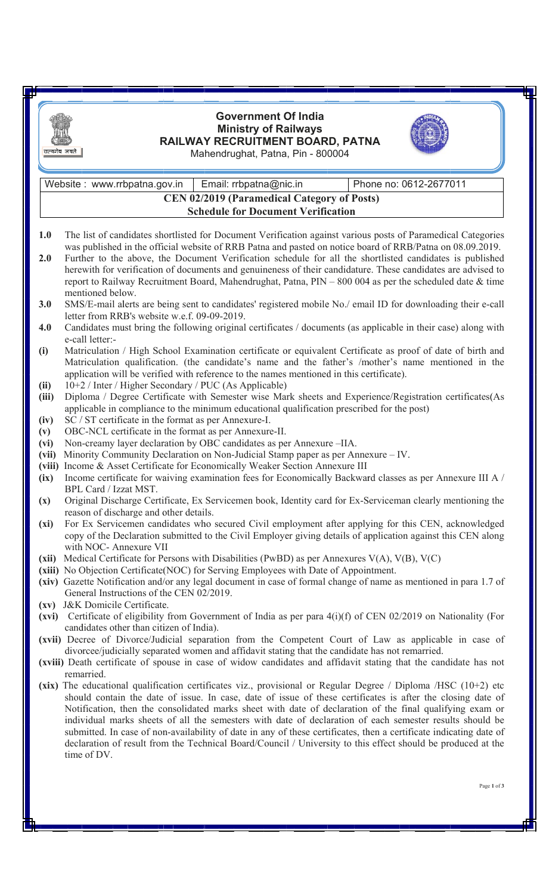# Government Of India
## Ministry of Railways
## RAILWAY RECRUITMENT BOARD, PATNA

Mahendrughat, Patna, Pin - 800004

| Website : www.rrbpatna.gov.in | Email: rrbpatna@nic.in | Phone no: 0612-2677011 |
|---|---|---|

**CEN 02/2019 (Paramedical Category of Posts)**
**Schedule for Document Verification**

**1.0** The list of candidates shortlisted for Document Verification against various posts of Paramedical Categories was published in the official website of RRB Patna and pasted on notice board of RRB/Patna on 08.09.2019.

**2.0** Further to the above, the Document Verification schedule for all the shortlisted candidates is published herewith for verification of documents and genuineness of their candidature. These candidates are advised to report to Railway Recruitment Board, Mahendrughat, Patna, PIN – 800 004 as per the scheduled date & time mentioned below.

**3.0** SMS/E-mail alerts are being sent to candidates' registered mobile No./ email ID for downloading their e-call letter from RRB's website w.e.f. 09-09-2019.

**4.0** Candidates must bring the following original certificates / documents (as applicable in their case) along with e-call letter:-

**(i)** Matriculation / High School Examination certificate or equivalent Certificate as proof of date of birth and Matriculation qualification. (the candidate's name and the father's /mother's name mentioned in the application will be verified with reference to the names mentioned in this certificate).

**(ii)** 10+2 / Inter / Higher Secondary / PUC (As Applicable)

**(iii)** Diploma / Degree Certificate with Semester wise Mark sheets and Experience/Registration certificates(As applicable in compliance to the minimum educational qualification prescribed for the post)

**(iv)** SC / ST certificate in the format as per Annexure-I.

**(v)** OBC-NCL certificate in the format as per Annexure-II.

**(vi)** Non-creamy layer declaration by OBC candidates as per Annexure –IIA.

**(vii)** Minority Community Declaration on Non-Judicial Stamp paper as per Annexure – IV.

**(viii)** Income & Asset Certificate for Economically Weaker Section Annexure III

**(ix)** Income certificate for waiving examination fees for Economically Backward classes as per Annexure III A / BPL Card / Izzat MST.

**(x)** Original Discharge Certificate, Ex Servicemen book, Identity card for Ex-Serviceman clearly mentioning the reason of discharge and other details.

**(xi)** For Ex Servicemen candidates who secured Civil employment after applying for this CEN, acknowledged copy of the Declaration submitted to the Civil Employer giving details of application against this CEN along with NOC- Annexure VII

**(xii)** Medical Certificate for Persons with Disabilities (PwBD) as per Annexures V(A), V(B), V(C)

**(xiii)** No Objection Certificate(NOC) for Serving Employees with Date of Appointment.

**(xiv)** Gazette Notification and/or any legal document in case of formal change of name as mentioned in para 1.7 of General Instructions of the CEN 02/2019.

**(xv)** J&K Domicile Certificate.

**(xvi)** Certificate of eligibility from Government of India as per para 4(i)(f) of CEN 02/2019 on Nationality (For candidates other than citizen of India).

**(xvii)** Decree of Divorce/Judicial separation from the Competent Court of Law as applicable in case of divorcee/judicially separated women and affidavit stating that the candidate has not remarried.

**(xviii)** Death certificate of spouse in case of widow candidates and affidavit stating that the candidate has not remarried.

**(xix)** The educational qualification certificates viz., provisional or Regular Degree / Diploma /HSC (10+2) etc should contain the date of issue. In case, date of issue of these certificates is after the closing date of Notification, then the consolidated marks sheet with date of declaration of the final qualifying exam or individual marks sheets of all the semesters with date of declaration of each semester results should be submitted. In case of non-availability of date in any of these certificates, then a certificate indicating date of declaration of result from the Technical Board/Council / University to this effect should be produced at the time of DV.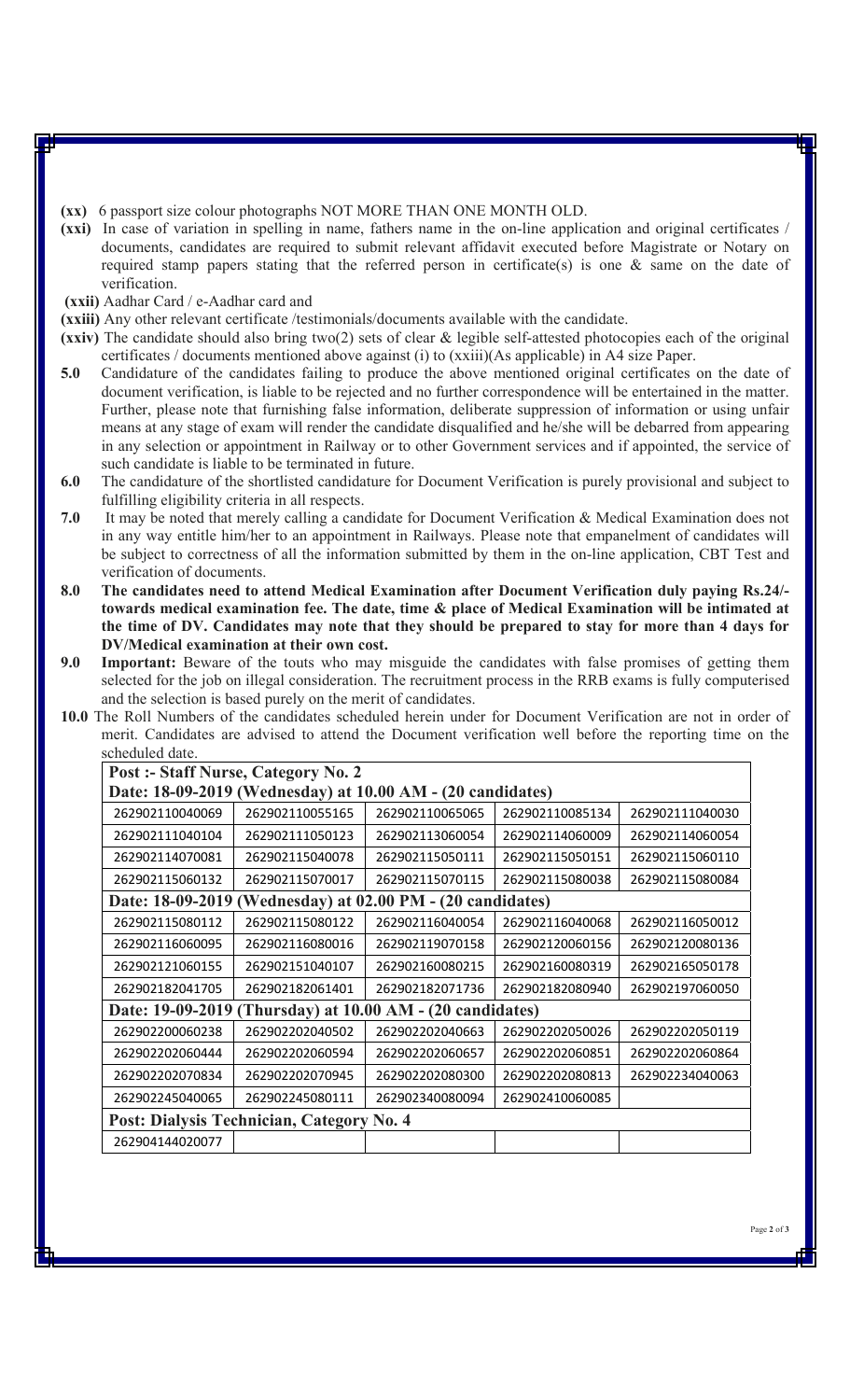**(xx)** 6 passport size colour photographs NOT MORE THAN ONE MONTH OLD.

**(xxi)** In case of variation in spelling in name, fathers name in the on-line application and original certificates / documents, candidates are required to submit relevant affidavit executed before Magistrate or Notary on required stamp papers stating that the referred person in certificate(s) is one & same on the date of verification.

**(xxii)** Aadhar Card / e-Aadhar card and

**(xxiii)** Any other relevant certificate /testimonials/documents available with the candidate.

**(xxiv)** The candidate should also bring two(2) sets of clear & legible self-attested photocopies each of the original certificates / documents mentioned above against (i) to (xxiii)(As applicable) in A4 size Paper.

**5.0** Candidature of the candidates failing to produce the above mentioned original certificates on the date of document verification, is liable to be rejected and no further correspondence will be entertained in the matter. Further, please note that furnishing false information, deliberate suppression of information or using unfair means at any stage of exam will render the candidate disqualified and he/she will be debarred from appearing in any selection or appointment in Railway or to other Government services and if appointed, the service of such candidate is liable to be terminated in future.

**6.0** The candidature of the shortlisted candidature for Document Verification is purely provisional and subject to fulfilling eligibility criteria in all respects.

**7.0** It may be noted that merely calling a candidate for Document Verification & Medical Examination does not in any way entitle him/her to an appointment in Railways. Please note that empanelment of candidates will be subject to correctness of all the information submitted by them in the on-line application, CBT Test and verification of documents.

**8.0** **The candidates need to attend Medical Examination after Document Verification duly paying Rs.24/- towards medical examination fee. The date, time & place of Medical Examination will be intimated at the time of DV. Candidates may note that they should be prepared to stay for more than 4 days for DV/Medical examination at their own cost.**

**9.0** **Important:** Beware of the touts who may misguide the candidates with false promises of getting them selected for the job on illegal consideration. The recruitment process in the RRB exams is fully computerised and the selection is based purely on the merit of candidates.

**10.0** The Roll Numbers of the candidates scheduled herein under for Document Verification are not in order of merit. Candidates are advised to attend the Document verification well before the reporting time on the scheduled date.

| **Post :- Staff Nurse, Category No. 2** | | | | |
|---|---|---|---|---|
| **Date: 18-09-2019 (Wednesday) at 10.00 AM - (20 candidates)** | | | | |
| 262902110040069 | 262902110055165 | 262902110065065 | 262902110085134 | 262902111040030 |
| 262902111040104 | 262902111050123 | 262902113060054 | 262902114060009 | 262902114060054 |
| 262902114070081 | 262902115040078 | 262902115050111 | 262902115050151 | 262902115060110 |
| 262902115060132 | 262902115070017 | 262902115070115 | 262902115080038 | 262902115080084 |
| **Date: 18-09-2019 (Wednesday) at 02.00 PM - (20 candidates)** | | | | |
| 262902115080112 | 262902115080122 | 262902116040054 | 262902116040068 | 262902116050012 |
| 262902116060095 | 262902116080016 | 262902119070158 | 262902120060156 | 262902120080136 |
| 262902121060155 | 262902151040107 | 262902160080215 | 262902160080319 | 262902165050178 |
| 262902182041705 | 262902182061401 | 262902182071736 | 262902182080940 | 262902197060050 |
| **Date: 19-09-2019 (Thursday) at 10.00 AM - (20 candidates)** | | | | |
| 262902200060238 | 262902202040502 | 262902202040663 | 262902202050026 | 262902202050119 |
| 262902202060444 | 262902202060594 | 262902202060657 | 262902202060851 | 262902202060864 |
| 262902202070834 | 262902202070945 | 262902202080300 | 262902202080813 | 262902234040063 |
| 262902245040065 | 262902245080111 | 262902340080094 | 262902410060085 | |
| **Post: Dialysis Technician, Category No. 4** | | | | |
| 262904144020077 | | | | |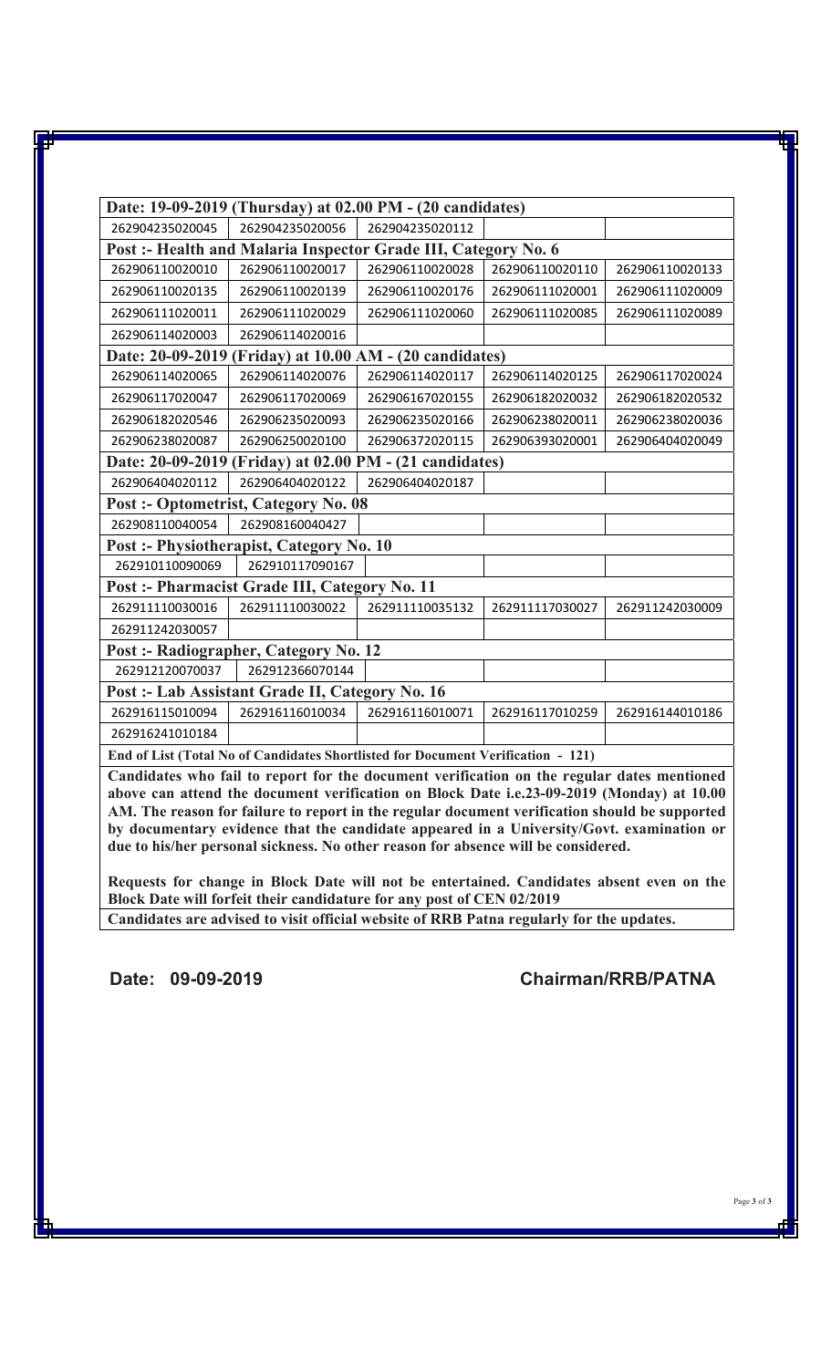| | | | | |
|---|---|---|---|---|
| **Date: 19-09-2019 (Thursday) at 02.00 PM - (20 candidates)** | | | | |
| 262904235020045 | 262904235020056 | 262904235020112 | | |
| **Post :- Health and Malaria Inspector Grade III, Category No. 6** | | | | |
| 262906110020010 | 262906110020017 | 262906110020028 | 262906110020110 | 262906110020133 |
| 262906110020135 | 262906110020139 | 262906110020176 | 262906111020001 | 262906111020009 |
| 262906111020011 | 262906111020029 | 262906111020060 | 262906111020085 | 262906111020089 |
| 262906114020003 | 262906114020016 | | | |
| **Date: 20-09-2019 (Friday) at 10.00 AM - (20 candidates)** | | | | |
| 262906114020065 | 262906114020076 | 262906114020117 | 262906114020125 | 262906117020024 |
| 262906117020047 | 262906117020069 | 262906167020155 | 262906182020032 | 262906182020532 |
| 262906182020546 | 262906235020093 | 262906235020166 | 262906238020011 | 262906238020036 |
| 262906238020087 | 262906250020100 | 262906372020115 | 262906393020001 | 262906404020049 |
| **Date: 20-09-2019 (Friday) at 02.00 PM - (21 candidates)** | | | | |
| 262906404020112 | 262906404020122 | 262906404020187 | | |
| **Post :- Optometrist, Category No. 08** | | | | |
| 262908110040054 | 262908160040427 | | | |
| **Post :- Physiotherapist, Category No. 10** | | | | |
| 262910110090069 | 262910117090167 | | | |
| **Post :- Pharmacist Grade III, Category No. 11** | | | | |
| 262911110030016 | 262911110030022 | 262911110035132 | 262911117030027 | 262911242030009 |
| 262911242030057 | | | | |
| **Post :- Radiographer, Category No. 12** | | | | |
| 262912120070037 | 262912366070144 | | | |
| **Post :- Lab Assistant Grade II, Category No. 16** | | | | |
| 262916115010094 | 262916116010034 | 262916116010071 | 262916117010259 | 262916144010186 |
| 262916241010184 | | | | |

**End of List (Total No of Candidates Shortlisted for Document Verification - 121)**

**Candidates who fail to report for the document verification on the regular dates mentioned above can attend the document verification on Block Date i.e.23-09-2019 (Monday) at 10.00 AM. The reason for failure to report in the regular document verification should be supported by documentary evidence that the candidate appeared in a University/Govt. examination or due to his/her personal sickness. No other reason for absence will be considered.**

**Requests for change in Block Date will not be entertained. Candidates absent even on the Block Date will forfeit their candidature for any post of CEN 02/2019**

**Candidates are advised to visit official website of RRB Patna regularly for the updates.**

**Date: 09-09-2019**

**Chairman/RRB/PATNA**